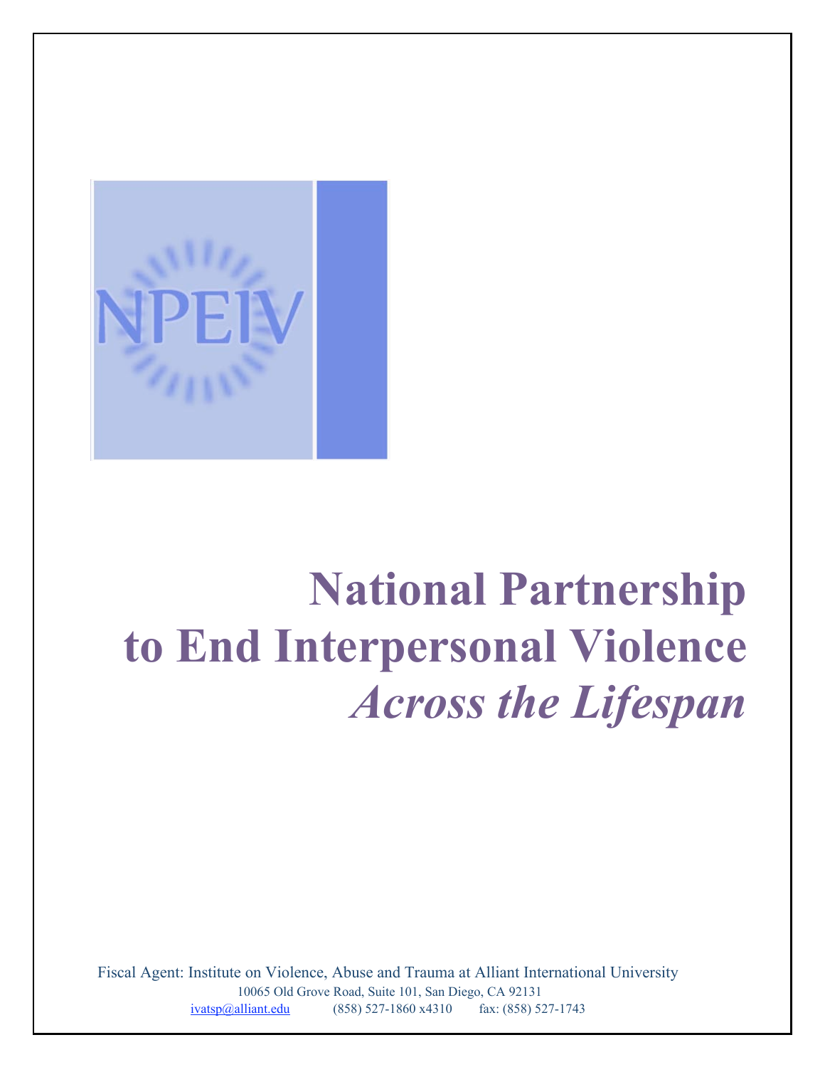NPEIV

# National Partnership to End Interpersonal Violence *Across the Lifespan*

Fiscal Agent: Institute on Violence, Abuse and Trauma at Alliant International University
10065 Old Grove Road, Suite 101, San Diego, CA 92131
ivatsp@alliant.edu (858) 527-1860 x4310 fax: (858) 527-1743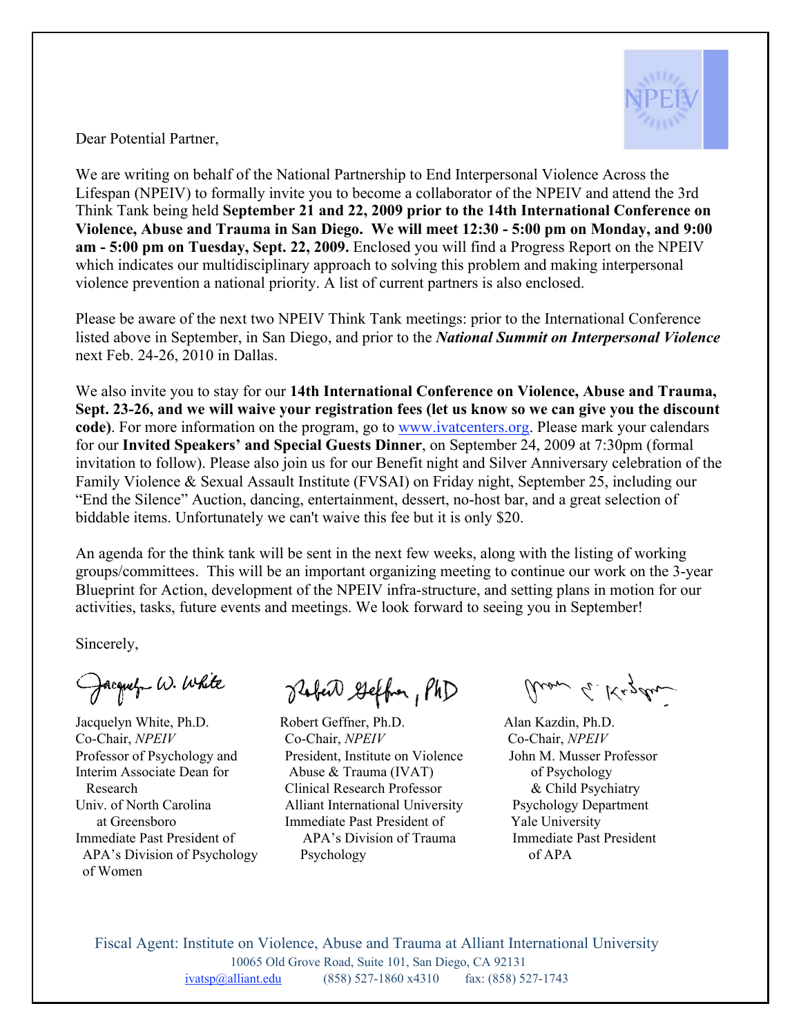Dear Potential Partner,

We are writing on behalf of the National Partnership to End Interpersonal Violence Across the Lifespan (NPEIV) to formally invite you to become a collaborator of the NPEIV and attend the 3rd Think Tank being held **September 21 and 22, 2009 prior to the 14th International Conference on Violence, Abuse and Trauma in San Diego. We will meet 12:30 - 5:00 pm on Monday, and 9:00 am - 5:00 pm on Tuesday, Sept. 22, 2009.** Enclosed you will find a Progress Report on the NPEIV which indicates our multidisciplinary approach to solving this problem and making interpersonal violence prevention a national priority. A list of current partners is also enclosed.

Please be aware of the next two NPEIV Think Tank meetings: prior to the International Conference listed above in September, in San Diego, and prior to the ***National Summit on Interpersonal Violence*** next Feb. 24-26, 2010 in Dallas.

We also invite you to stay for our **14th International Conference on Violence, Abuse and Trauma, Sept. 23-26, and we will waive your registration fees (let us know so we can give you the discount code)**. For more information on the program, go to www.ivatcenters.org. Please mark your calendars for our **Invited Speakers' and Special Guests Dinner**, on September 24, 2009 at 7:30pm (formal invitation to follow). Please also join us for our Benefit night and Silver Anniversary celebration of the Family Violence & Sexual Assault Institute (FVSAI) on Friday night, September 25, including our "End the Silence" Auction, dancing, entertainment, dessert, no-host bar, and a great selection of biddable items. Unfortunately we can't waive this fee but it is only $20.

An agenda for the think tank will be sent in the next few weeks, along with the listing of working groups/committees. This will be an important organizing meeting to continue our work on the 3-year Blueprint for Action, development of the NPEIV infra-structure, and setting plans in motion for our activities, tasks, future events and meetings. We look forward to seeing you in September!

Sincerely,

Jacquelyn White, Ph.D.
Co-Chair, *NPEIV*
Professor of Psychology and Interim Associate Dean for Research
Univ. of North Carolina at Greensboro
Immediate Past President of APA's Division of Psychology of Women

Robert Geffner, Ph.D.
Co-Chair, *NPEIV*
President, Institute on Violence Abuse & Trauma (IVAT)
Clinical Research Professor
Alliant International University
Immediate Past President of APA's Division of Trauma Psychology

Alan Kazdin, Ph.D.
Co-Chair, *NPEIV*
John M. Musser Professor of Psychology & Child Psychiatry
Psychology Department
Yale University
Immediate Past President of APA

Fiscal Agent: Institute on Violence, Abuse and Trauma at Alliant International University
10065 Old Grove Road, Suite 101, San Diego, CA 92131
ivatsp@alliant.edu (858) 527-1860 x4310 fax: (858) 527-1743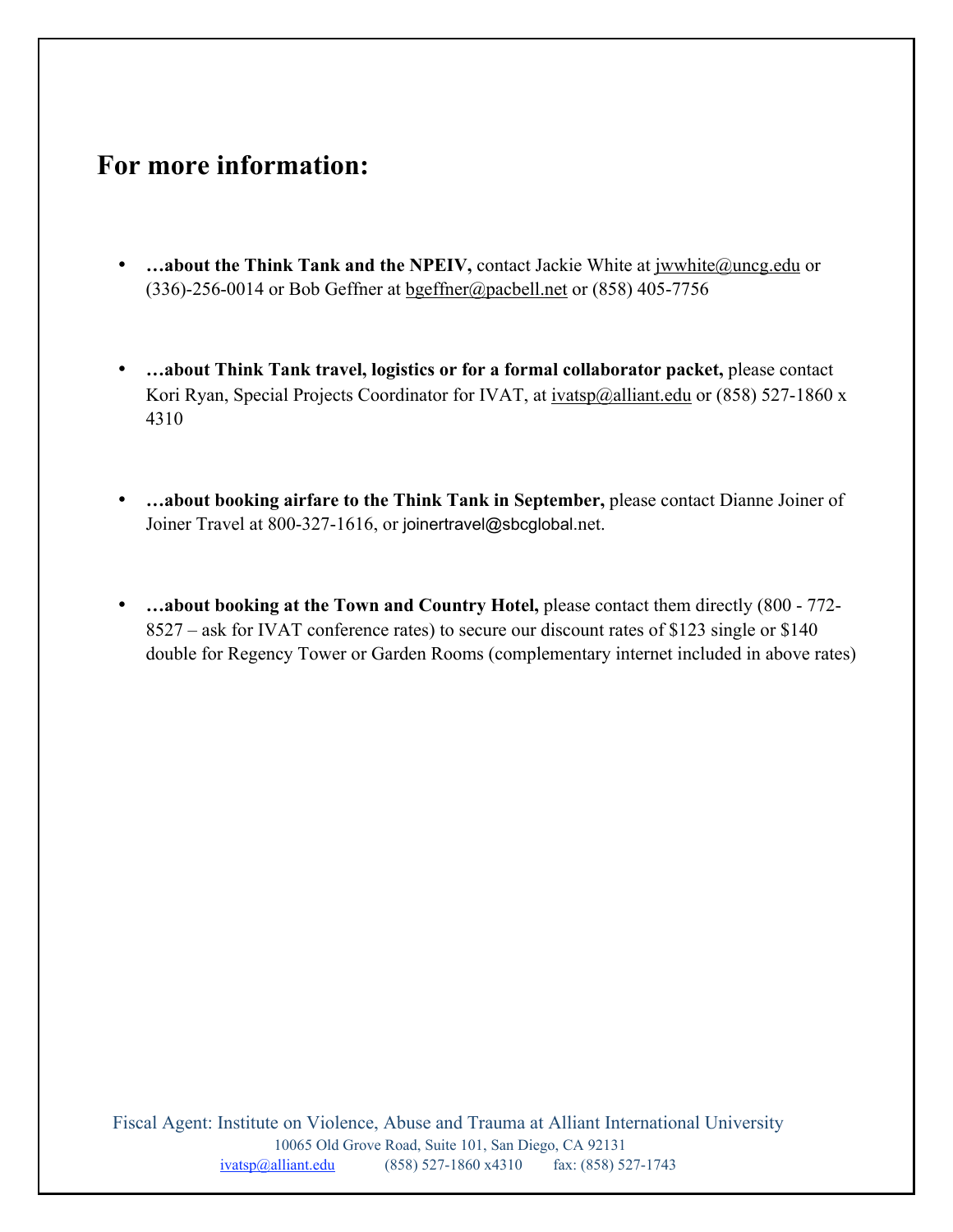## For more information:

- **…about the Think Tank and the NPEIV,** contact Jackie White at jwwhite@uncg.edu or (336)-256-0014 or Bob Geffner at bgeffner@pacbell.net or (858) 405-7756

- **…about Think Tank travel, logistics or for a formal collaborator packet,** please contact Kori Ryan, Special Projects Coordinator for IVAT, at ivatsp@alliant.edu or (858) 527-1860 x 4310

- **…about booking airfare to the Think Tank in September,** please contact Dianne Joiner of Joiner Travel at 800-327-1616, or joinertravel@sbcglobal.net.

- **…about booking at the Town and Country Hotel,** please contact them directly (800 - 772-8527 – ask for IVAT conference rates) to secure our discount rates of $123 single or $140 double for Regency Tower or Garden Rooms (complementary internet included in above rates)

Fiscal Agent: Institute on Violence, Abuse and Trauma at Alliant International University
10065 Old Grove Road, Suite 101, San Diego, CA 92131
ivatsp@alliant.edu (858) 527-1860 x4310 fax: (858) 527-1743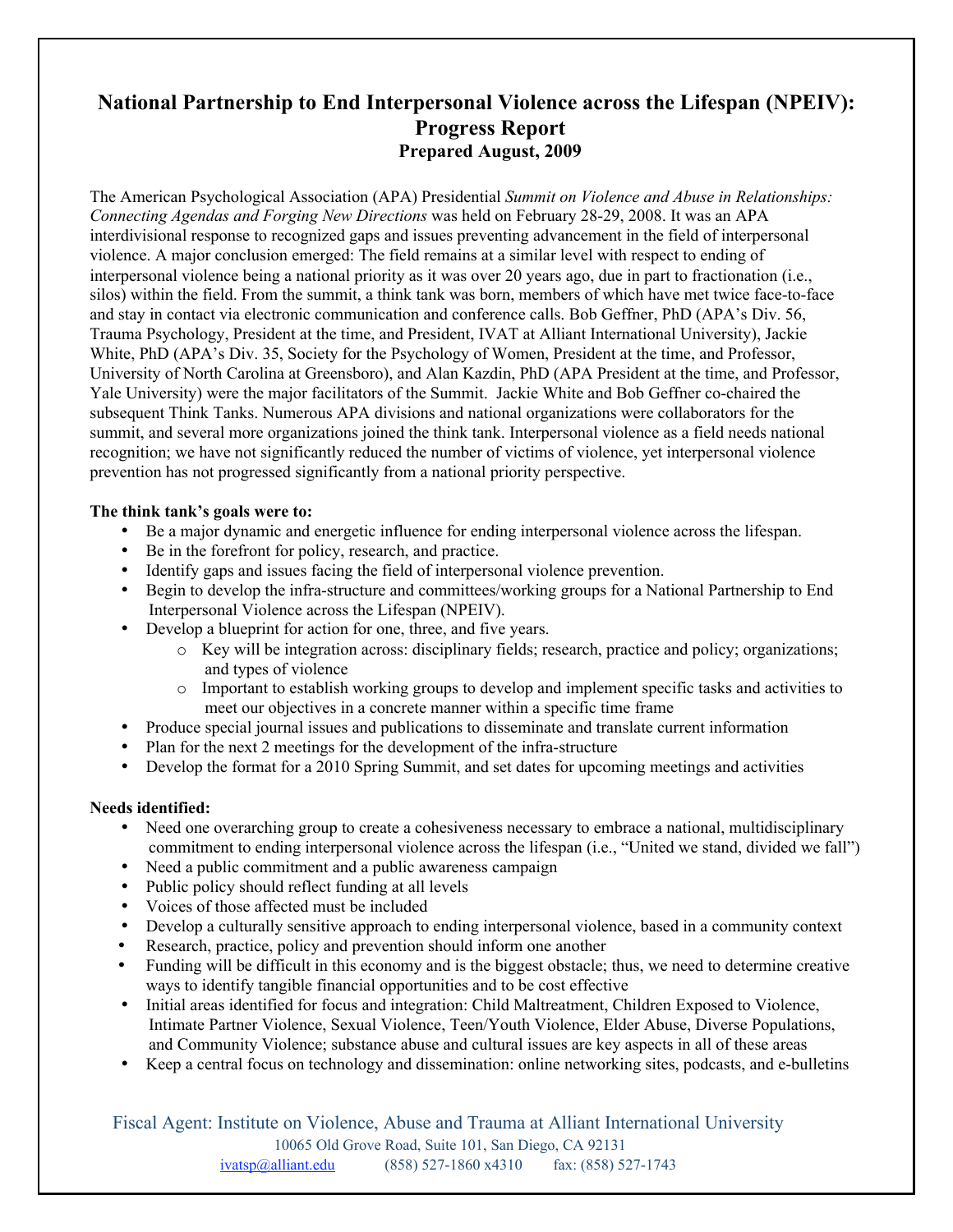# National Partnership to End Interpersonal Violence across the Lifespan (NPEIV): Progress Report

## Prepared August, 2009

The American Psychological Association (APA) Presidential *Summit on Violence and Abuse in Relationships: Connecting Agendas and Forging New Directions* was held on February 28-29, 2008. It was an APA interdivisional response to recognized gaps and issues preventing advancement in the field of interpersonal violence. A major conclusion emerged: The field remains at a similar level with respect to ending of interpersonal violence being a national priority as it was over 20 years ago, due in part to fractionation (i.e., silos) within the field. From the summit, a think tank was born, members of which have met twice face-to-face and stay in contact via electronic communication and conference calls. Bob Geffner, PhD (APA's Div. 56, Trauma Psychology, President at the time, and President, IVAT at Alliant International University), Jackie White, PhD (APA's Div. 35, Society for the Psychology of Women, President at the time, and Professor, University of North Carolina at Greensboro), and Alan Kazdin, PhD (APA President at the time, and Professor, Yale University) were the major facilitators of the Summit. Jackie White and Bob Geffner co-chaired the subsequent Think Tanks. Numerous APA divisions and national organizations were collaborators for the summit, and several more organizations joined the think tank. Interpersonal violence as a field needs national recognition; we have not significantly reduced the number of victims of violence, yet interpersonal violence prevention has not progressed significantly from a national priority perspective.

**The think tank's goals were to:**

- Be a major dynamic and energetic influence for ending interpersonal violence across the lifespan.
- Be in the forefront for policy, research, and practice.
- Identify gaps and issues facing the field of interpersonal violence prevention.
- Begin to develop the infra-structure and committees/working groups for a National Partnership to End Interpersonal Violence across the Lifespan (NPEIV).
- Develop a blueprint for action for one, three, and five years.
  - Key will be integration across: disciplinary fields; research, practice and policy; organizations; and types of violence
  - Important to establish working groups to develop and implement specific tasks and activities to meet our objectives in a concrete manner within a specific time frame
- Produce special journal issues and publications to disseminate and translate current information
- Plan for the next 2 meetings for the development of the infra-structure
- Develop the format for a 2010 Spring Summit, and set dates for upcoming meetings and activities

**Needs identified:**

- Need one overarching group to create a cohesiveness necessary to embrace a national, multidisciplinary commitment to ending interpersonal violence across the lifespan (i.e., "United we stand, divided we fall")
- Need a public commitment and a public awareness campaign
- Public policy should reflect funding at all levels
- Voices of those affected must be included
- Develop a culturally sensitive approach to ending interpersonal violence, based in a community context
- Research, practice, policy and prevention should inform one another
- Funding will be difficult in this economy and is the biggest obstacle; thus, we need to determine creative ways to identify tangible financial opportunities and to be cost effective
- Initial areas identified for focus and integration: Child Maltreatment, Children Exposed to Violence, Intimate Partner Violence, Sexual Violence, Teen/Youth Violence, Elder Abuse, Diverse Populations, and Community Violence; substance abuse and cultural issues are key aspects in all of these areas
- Keep a central focus on technology and dissemination: online networking sites, podcasts, and e-bulletins

Fiscal Agent: Institute on Violence, Abuse and Trauma at Alliant International University
10065 Old Grove Road, Suite 101, San Diego, CA 92131
ivatsp@alliant.edu (858) 527-1860 x4310 fax: (858) 527-1743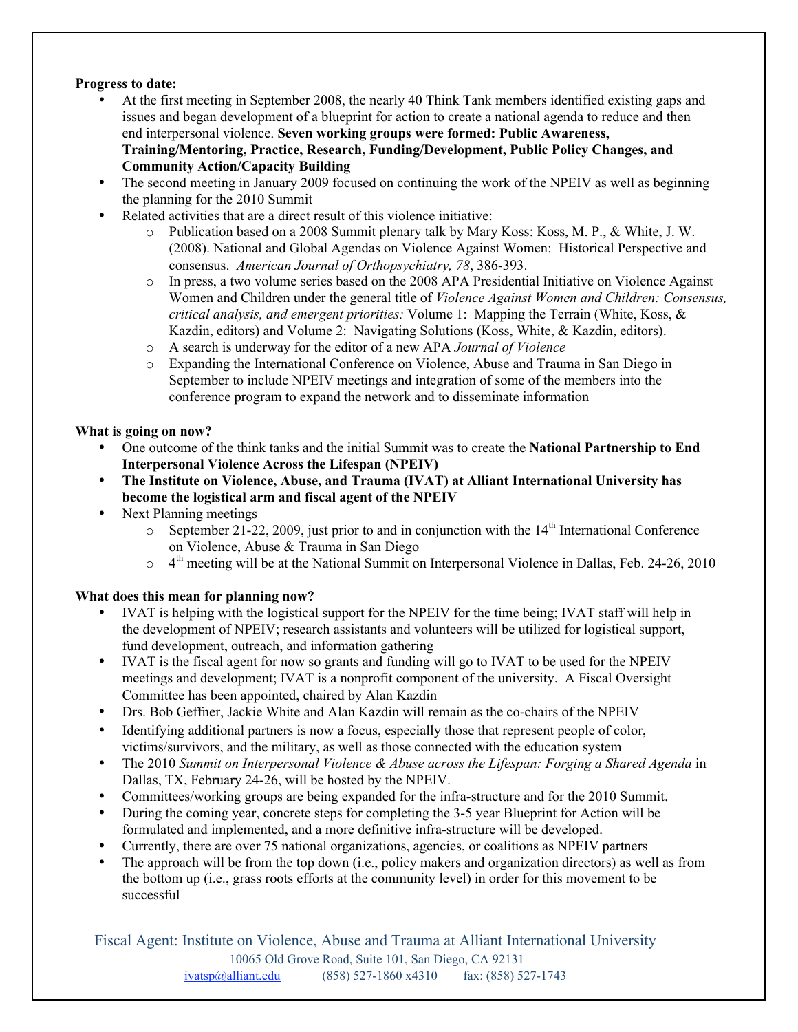**Progress to date:**

- At the first meeting in September 2008, the nearly 40 Think Tank members identified existing gaps and issues and began development of a blueprint for action to create a national agenda to reduce and then end interpersonal violence. **Seven working groups were formed: Public Awareness, Training/Mentoring, Practice, Research, Funding/Development, Public Policy Changes, and Community Action/Capacity Building**
- The second meeting in January 2009 focused on continuing the work of the NPEIV as well as beginning the planning for the 2010 Summit
- Related activities that are a direct result of this violence initiative:
  - Publication based on a 2008 Summit plenary talk by Mary Koss: Koss, M. P., & White, J. W. (2008). National and Global Agendas on Violence Against Women: Historical Perspective and consensus. *American Journal of Orthopsychiatry, 78*, 386-393.
  - In press, a two volume series based on the 2008 APA Presidential Initiative on Violence Against Women and Children under the general title of *Violence Against Women and Children: Consensus, critical analysis, and emergent priorities:* Volume 1: Mapping the Terrain (White, Koss, & Kazdin, editors) and Volume 2: Navigating Solutions (Koss, White, & Kazdin, editors).
  - A search is underway for the editor of a new APA *Journal of Violence*
  - Expanding the International Conference on Violence, Abuse and Trauma in San Diego in September to include NPEIV meetings and integration of some of the members into the conference program to expand the network and to disseminate information

**What is going on now?**

- One outcome of the think tanks and the initial Summit was to create the **National Partnership to End Interpersonal Violence Across the Lifespan (NPEIV)**
- **The Institute on Violence, Abuse, and Trauma (IVAT) at Alliant International University has become the logistical arm and fiscal agent of the NPEIV**
- Next Planning meetings
  - September 21-22, 2009, just prior to and in conjunction with the 14th International Conference on Violence, Abuse & Trauma in San Diego
  - 4th meeting will be at the National Summit on Interpersonal Violence in Dallas, Feb. 24-26, 2010

**What does this mean for planning now?**

- IVAT is helping with the logistical support for the NPEIV for the time being; IVAT staff will help in the development of NPEIV; research assistants and volunteers will be utilized for logistical support, fund development, outreach, and information gathering
- IVAT is the fiscal agent for now so grants and funding will go to IVAT to be used for the NPEIV meetings and development; IVAT is a nonprofit component of the university. A Fiscal Oversight Committee has been appointed, chaired by Alan Kazdin
- Drs. Bob Geffner, Jackie White and Alan Kazdin will remain as the co-chairs of the NPEIV
- Identifying additional partners is now a focus, especially those that represent people of color, victims/survivors, and the military, as well as those connected with the education system
- The 2010 *Summit on Interpersonal Violence & Abuse across the Lifespan: Forging a Shared Agenda* in Dallas, TX, February 24-26, will be hosted by the NPEIV.
- Committees/working groups are being expanded for the infra-structure and for the 2010 Summit.
- During the coming year, concrete steps for completing the 3-5 year Blueprint for Action will be formulated and implemented, and a more definitive infra-structure will be developed.
- Currently, there are over 75 national organizations, agencies, or coalitions as NPEIV partners
- The approach will be from the top down (i.e., policy makers and organization directors) as well as from the bottom up (i.e., grass roots efforts at the community level) in order for this movement to be successful

Fiscal Agent: Institute on Violence, Abuse and Trauma at Alliant International University
10065 Old Grove Road, Suite 101, San Diego, CA 92131
ivatsp@alliant.edu (858) 527-1860 x4310 fax: (858) 527-1743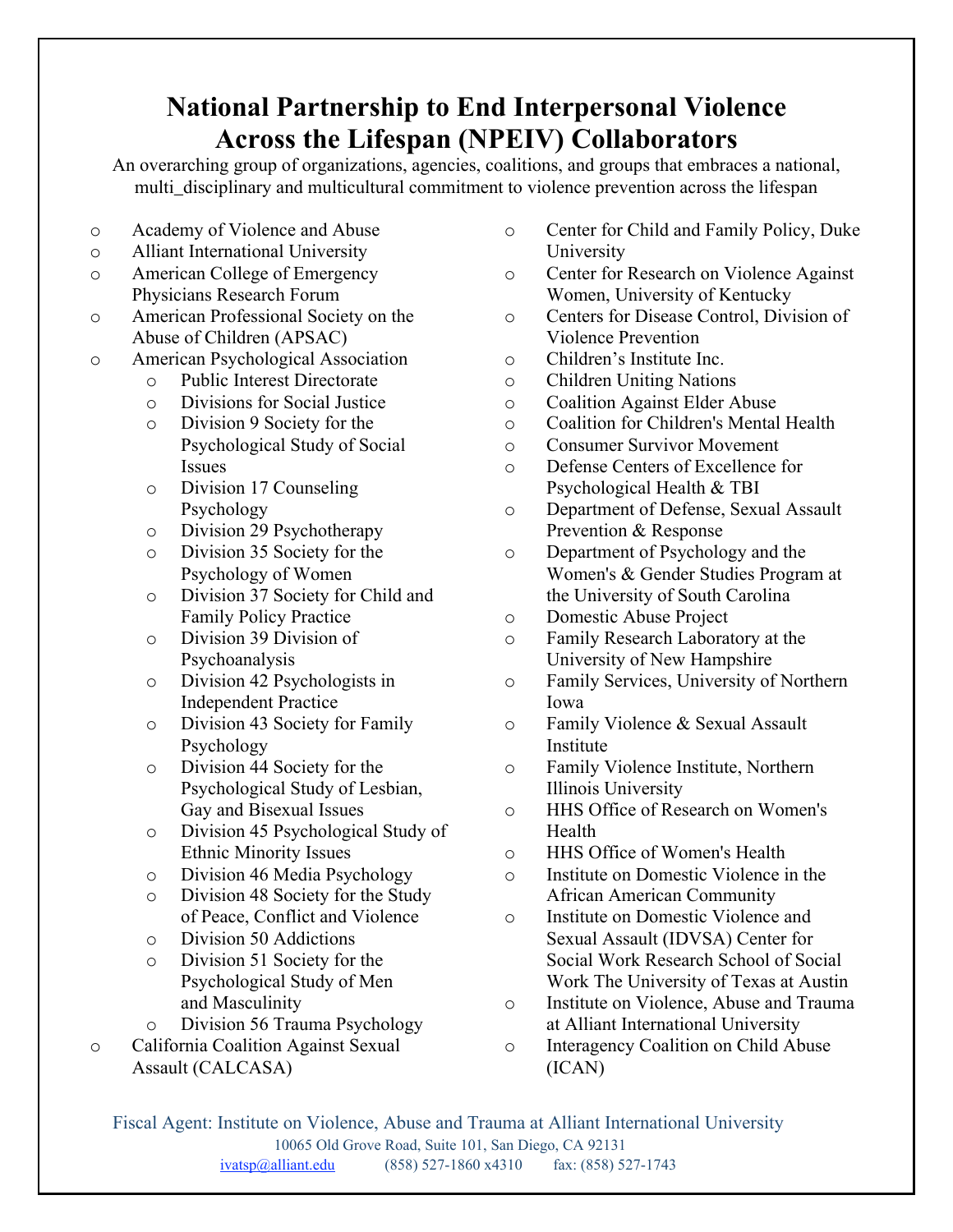# National Partnership to End Interpersonal Violence Across the Lifespan (NPEIV) Collaborators

An overarching group of organizations, agencies, coalitions, and groups that embraces a national, multi_disciplinary and multicultural commitment to violence prevention across the lifespan

- Academy of Violence and Abuse
- Alliant International University
- American College of Emergency Physicians Research Forum
- American Professional Society on the Abuse of Children (APSAC)
- American Psychological Association
  - Public Interest Directorate
  - Divisions for Social Justice
  - Division 9 Society for the Psychological Study of Social Issues
  - Division 17 Counseling Psychology
  - Division 29 Psychotherapy
  - Division 35 Society for the Psychology of Women
  - Division 37 Society for Child and Family Policy Practice
  - Division 39 Division of Psychoanalysis
  - Division 42 Psychologists in Independent Practice
  - Division 43 Society for Family Psychology
  - Division 44 Society for the Psychological Study of Lesbian, Gay and Bisexual Issues
  - Division 45 Psychological Study of Ethnic Minority Issues
  - Division 46 Media Psychology
  - Division 48 Society for the Study of Peace, Conflict and Violence
  - Division 50 Addictions
  - Division 51 Society for the Psychological Study of Men and Masculinity
  - Division 56 Trauma Psychology
- California Coalition Against Sexual Assault (CALCASA)
- Center for Child and Family Policy, Duke University
- Center for Research on Violence Against Women, University of Kentucky
- Centers for Disease Control, Division of Violence Prevention
- Children's Institute Inc.
- Children Uniting Nations
- Coalition Against Elder Abuse
- Coalition for Children's Mental Health
- Consumer Survivor Movement
- Defense Centers of Excellence for Psychological Health & TBI
- Department of Defense, Sexual Assault Prevention & Response
- Department of Psychology and the Women's & Gender Studies Program at the University of South Carolina
- Domestic Abuse Project
- Family Research Laboratory at the University of New Hampshire
- Family Services, University of Northern Iowa
- Family Violence & Sexual Assault Institute
- Family Violence Institute, Northern Illinois University
- HHS Office of Research on Women's Health
- HHS Office of Women's Health
- Institute on Domestic Violence in the African American Community
- Institute on Domestic Violence and Sexual Assault (IDVSA) Center for Social Work Research School of Social Work The University of Texas at Austin
- Institute on Violence, Abuse and Trauma at Alliant International University
- Interagency Coalition on Child Abuse (ICAN)

Fiscal Agent: Institute on Violence, Abuse and Trauma at Alliant International University
10065 Old Grove Road, Suite 101, San Diego, CA 92131
ivatsp@alliant.edu (858) 527-1860 x4310 fax: (858) 527-1743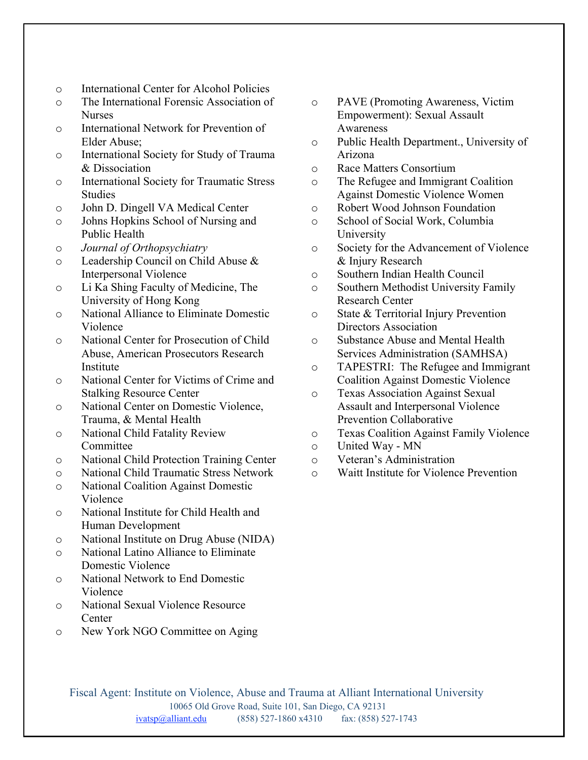- International Center for Alcohol Policies
- The International Forensic Association of Nurses
- International Network for Prevention of Elder Abuse;
- International Society for Study of Trauma & Dissociation
- International Society for Traumatic Stress Studies
- John D. Dingell VA Medical Center
- Johns Hopkins School of Nursing and Public Health
- *Journal of Orthopsychiatry*
- Leadership Council on Child Abuse & Interpersonal Violence
- Li Ka Shing Faculty of Medicine, The University of Hong Kong
- National Alliance to Eliminate Domestic Violence
- National Center for Prosecution of Child Abuse, American Prosecutors Research Institute
- National Center for Victims of Crime and Stalking Resource Center
- National Center on Domestic Violence, Trauma, & Mental Health
- National Child Fatality Review Committee
- National Child Protection Training Center
- National Child Traumatic Stress Network
- National Coalition Against Domestic Violence
- National Institute for Child Health and Human Development
- National Institute on Drug Abuse (NIDA)
- National Latino Alliance to Eliminate Domestic Violence
- National Network to End Domestic Violence
- National Sexual Violence Resource Center
- New York NGO Committee on Aging
- PAVE (Promoting Awareness, Victim Empowerment): Sexual Assault Awareness
- Public Health Department., University of Arizona
- Race Matters Consortium
- The Refugee and Immigrant Coalition Against Domestic Violence Women
- Robert Wood Johnson Foundation
- School of Social Work, Columbia University
- Society for the Advancement of Violence & Injury Research
- Southern Indian Health Council
- Southern Methodist University Family Research Center
- State & Territorial Injury Prevention Directors Association
- Substance Abuse and Mental Health Services Administration (SAMHSA)
- TAPESTRI: The Refugee and Immigrant Coalition Against Domestic Violence
- Texas Association Against Sexual Assault and Interpersonal Violence Prevention Collaborative
- Texas Coalition Against Family Violence
- United Way - MN
- Veteran's Administration
- Waitt Institute for Violence Prevention

Fiscal Agent: Institute on Violence, Abuse and Trauma at Alliant International University
10065 Old Grove Road, Suite 101, San Diego, CA 92131
ivatsp@alliant.edu (858) 527-1860 x4310 fax: (858) 527-1743